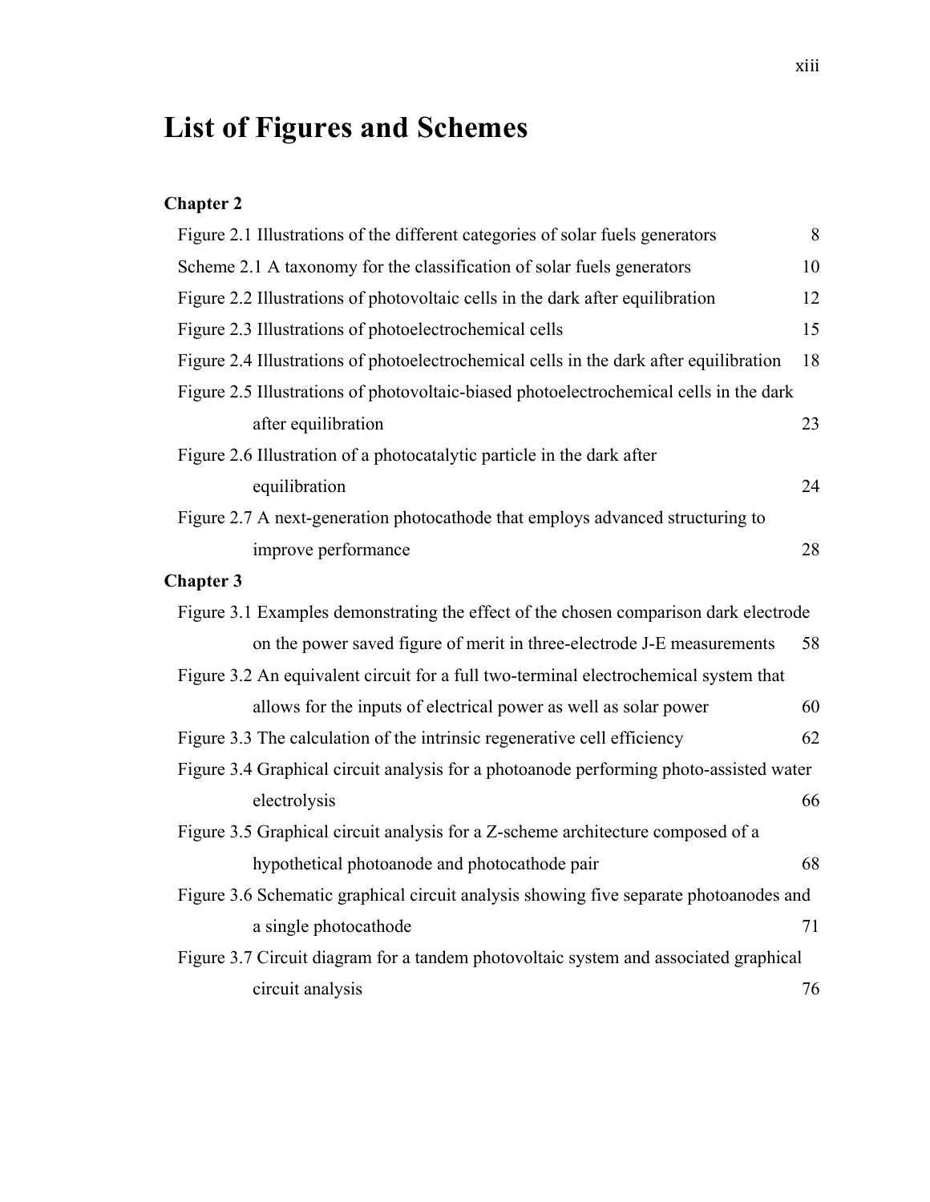# List of Figures and Schemes

**Chapter 2**

Figure 2.1 Illustrations of the different categories of solar fuels generators 8

Scheme 2.1 A taxonomy for the classification of solar fuels generators 10

Figure 2.2 Illustrations of photovoltaic cells in the dark after equilibration 12

Figure 2.3 Illustrations of photoelectrochemical cells 15

Figure 2.4 Illustrations of photoelectrochemical cells in the dark after equilibration 18

Figure 2.5 Illustrations of photovoltaic-biased photoelectrochemical cells in the dark after equilibration 23

Figure 2.6 Illustration of a photocatalytic particle in the dark after equilibration 24

Figure 2.7 A next-generation photocathode that employs advanced structuring to improve performance 28

**Chapter 3**

Figure 3.1 Examples demonstrating the effect of the chosen comparison dark electrode on the power saved figure of merit in three-electrode J-E measurements 58

Figure 3.2 An equivalent circuit for a full two-terminal electrochemical system that allows for the inputs of electrical power as well as solar power 60

Figure 3.3 The calculation of the intrinsic regenerative cell efficiency 62

Figure 3.4 Graphical circuit analysis for a photoanode performing photo-assisted water electrolysis 66

Figure 3.5 Graphical circuit analysis for a Z-scheme architecture composed of a hypothetical photoanode and photocathode pair 68

Figure 3.6 Schematic graphical circuit analysis showing five separate photoanodes and a single photocathode 71

Figure 3.7 Circuit diagram for a tandem photovoltaic system and associated graphical circuit analysis 76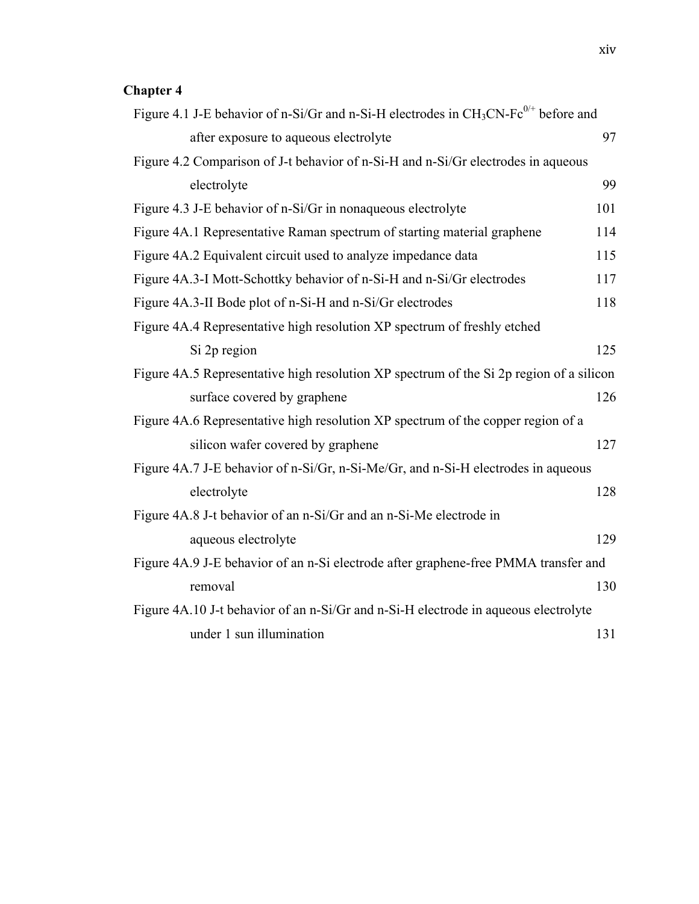**Chapter 4**

Figure 4.1 J-E behavior of n-Si/Gr and n-Si-H electrodes in $CH_3CN$-$Fc^{0/+}$ before and after exposure to aqueous electrolyte 97

Figure 4.2 Comparison of J-t behavior of n-Si-H and n-Si/Gr electrodes in aqueous electrolyte 99

Figure 4.3 J-E behavior of n-Si/Gr in nonaqueous electrolyte 101

Figure 4A.1 Representative Raman spectrum of starting material graphene 114

Figure 4A.2 Equivalent circuit used to analyze impedance data 115

Figure 4A.3-I Mott-Schottky behavior of n-Si-H and n-Si/Gr electrodes 117

Figure 4A.3-II Bode plot of n-Si-H and n-Si/Gr electrodes 118

Figure 4A.4 Representative high resolution XP spectrum of freshly etched Si 2p region 125

Figure 4A.5 Representative high resolution XP spectrum of the Si 2p region of a silicon surface covered by graphene 126

Figure 4A.6 Representative high resolution XP spectrum of the copper region of a silicon wafer covered by graphene 127

Figure 4A.7 J-E behavior of n-Si/Gr, n-Si-Me/Gr, and n-Si-H electrodes in aqueous electrolyte 128

Figure 4A.8 J-t behavior of an n-Si/Gr and an n-Si-Me electrode in aqueous electrolyte 129

Figure 4A.9 J-E behavior of an n-Si electrode after graphene-free PMMA transfer and removal 130

Figure 4A.10 J-t behavior of an n-Si/Gr and n-Si-H electrode in aqueous electrolyte under 1 sun illumination 131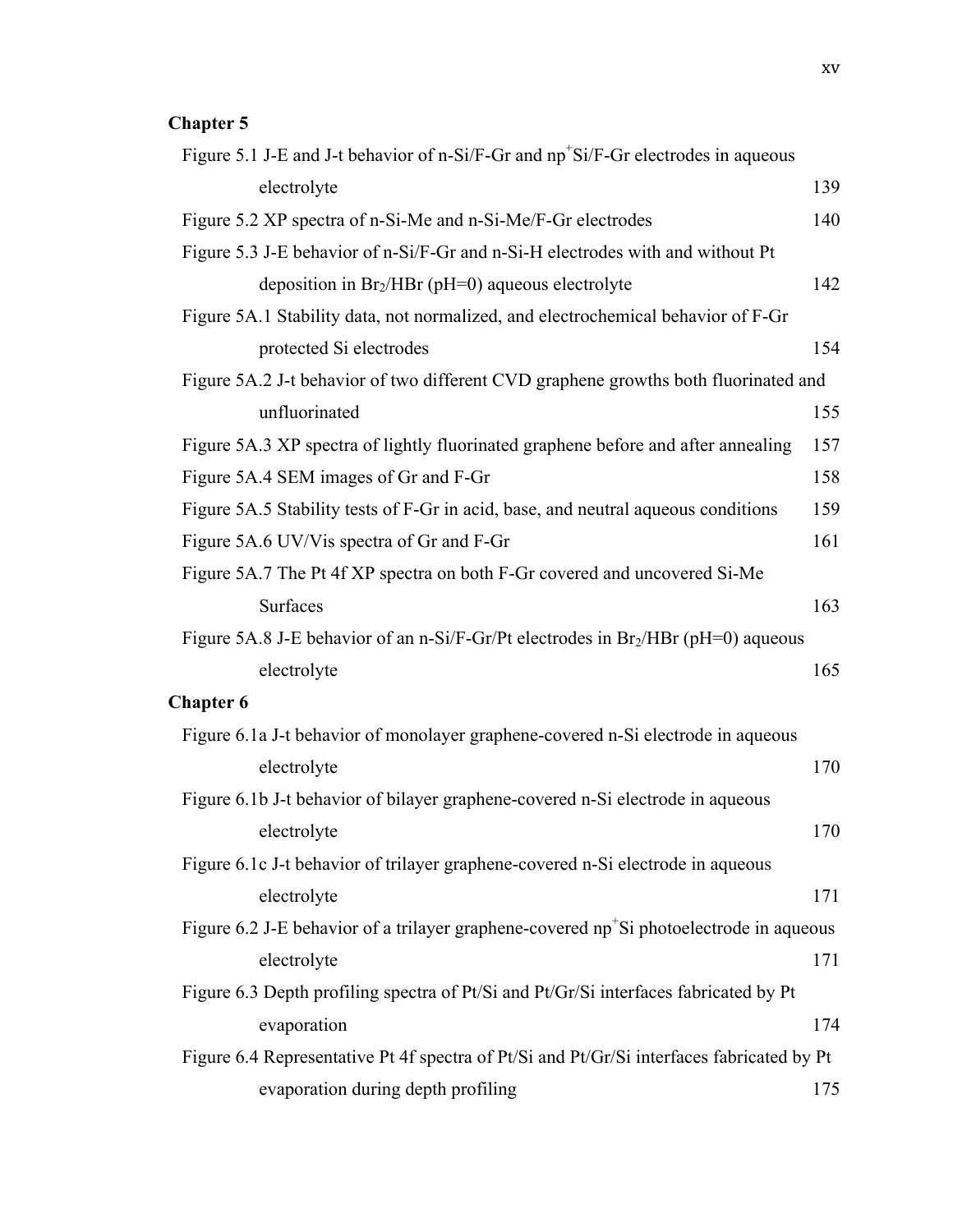**Chapter 5**

Figure 5.1 J-E and J-t behavior of n-Si/F-Gr and np$^+$Si/F-Gr electrodes in aqueous electrolyte 139

Figure 5.2 XP spectra of n-Si-Me and n-Si-Me/F-Gr electrodes 140

Figure 5.3 J-E behavior of n-Si/F-Gr and n-Si-H electrodes with and without Pt deposition in $Br_2$/HBr (pH=0) aqueous electrolyte 142

Figure 5A.1 Stability data, not normalized, and electrochemical behavior of F-Gr protected Si electrodes 154

Figure 5A.2 J-t behavior of two different CVD graphene growths both fluorinated and unfluorinated 155

Figure 5A.3 XP spectra of lightly fluorinated graphene before and after annealing 157

Figure 5A.4 SEM images of Gr and F-Gr 158

Figure 5A.5 Stability tests of F-Gr in acid, base, and neutral aqueous conditions 159

Figure 5A.6 UV/Vis spectra of Gr and F-Gr 161

Figure 5A.7 The Pt 4f XP spectra on both F-Gr covered and uncovered Si-Me Surfaces 163

Figure 5A.8 J-E behavior of an n-Si/F-Gr/Pt electrodes in $Br_2$/HBr (pH=0) aqueous electrolyte 165

**Chapter 6**

Figure 6.1a J-t behavior of monolayer graphene-covered n-Si electrode in aqueous electrolyte 170

Figure 6.1b J-t behavior of bilayer graphene-covered n-Si electrode in aqueous electrolyte 170

Figure 6.1c J-t behavior of trilayer graphene-covered n-Si electrode in aqueous electrolyte 171

Figure 6.2 J-E behavior of a trilayer graphene-covered np$^+$Si photoelectrode in aqueous electrolyte 171

Figure 6.3 Depth profiling spectra of Pt/Si and Pt/Gr/Si interfaces fabricated by Pt evaporation 174

Figure 6.4 Representative Pt 4f spectra of Pt/Si and Pt/Gr/Si interfaces fabricated by Pt evaporation during depth profiling 175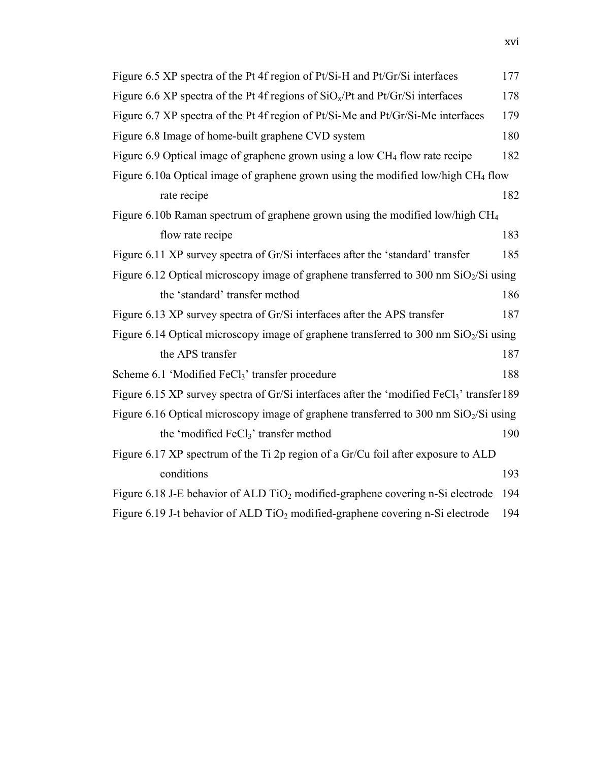Figure 6.5 XP spectra of the Pt 4f region of Pt/Si-H and Pt/Gr/Si interfaces 177

Figure 6.6 XP spectra of the Pt 4f regions of $SiO_x$/Pt and Pt/Gr/Si interfaces 178

Figure 6.7 XP spectra of the Pt 4f region of Pt/Si-Me and Pt/Gr/Si-Me interfaces 179

Figure 6.8 Image of home-built graphene CVD system 180

Figure 6.9 Optical image of graphene grown using a low $CH_4$ flow rate recipe 182

Figure 6.10a Optical image of graphene grown using the modified low/high $CH_4$ flow rate recipe 182

Figure 6.10b Raman spectrum of graphene grown using the modified low/high $CH_4$ flow rate recipe 183

Figure 6.11 XP survey spectra of Gr/Si interfaces after the 'standard' transfer 185

Figure 6.12 Optical microscopy image of graphene transferred to 300 nm $SiO_2$/Si using the 'standard' transfer method 186

Figure 6.13 XP survey spectra of Gr/Si interfaces after the APS transfer 187

Figure 6.14 Optical microscopy image of graphene transferred to 300 nm $SiO_2$/Si using the APS transfer 187

Scheme 6.1 'Modified $FeCl_3$' transfer procedure 188

Figure 6.15 XP survey spectra of Gr/Si interfaces after the 'modified $FeCl_3$' transfer 189

Figure 6.16 Optical microscopy image of graphene transferred to 300 nm $SiO_2$/Si using the 'modified $FeCl_3$' transfer method 190

Figure 6.17 XP spectrum of the Ti 2p region of a Gr/Cu foil after exposure to ALD conditions 193

Figure 6.18 J-E behavior of ALD $TiO_2$ modified-graphene covering n-Si electrode 194

Figure 6.19 J-t behavior of ALD $TiO_2$ modified-graphene covering n-Si electrode 194